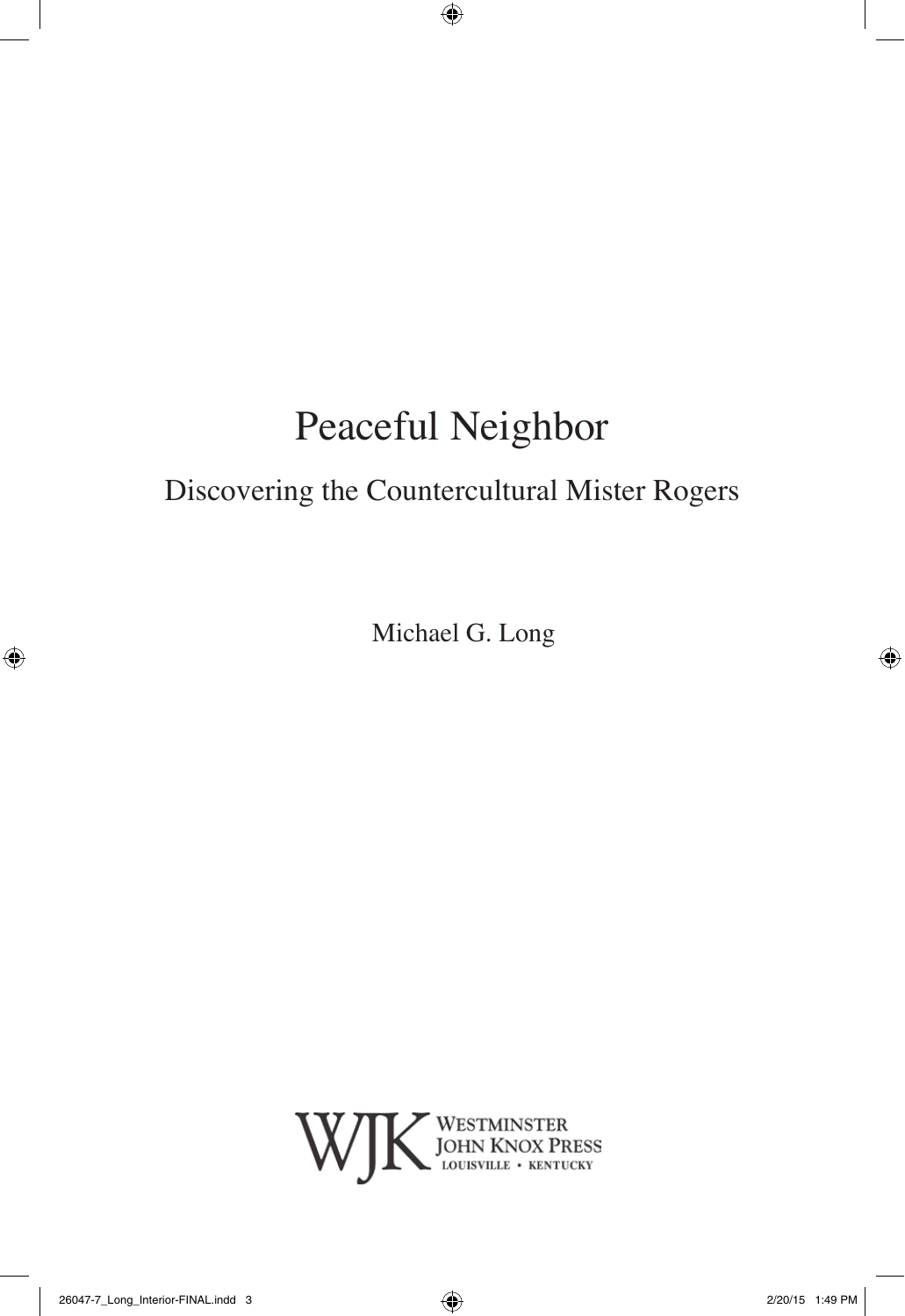# Peaceful Neighbor

## Discovering the Countercultural Mister Rogers

Michael G. Long

WJK WESTMINSTER JOHN KNOX PRESS
LOUISVILLE • KENTUCKY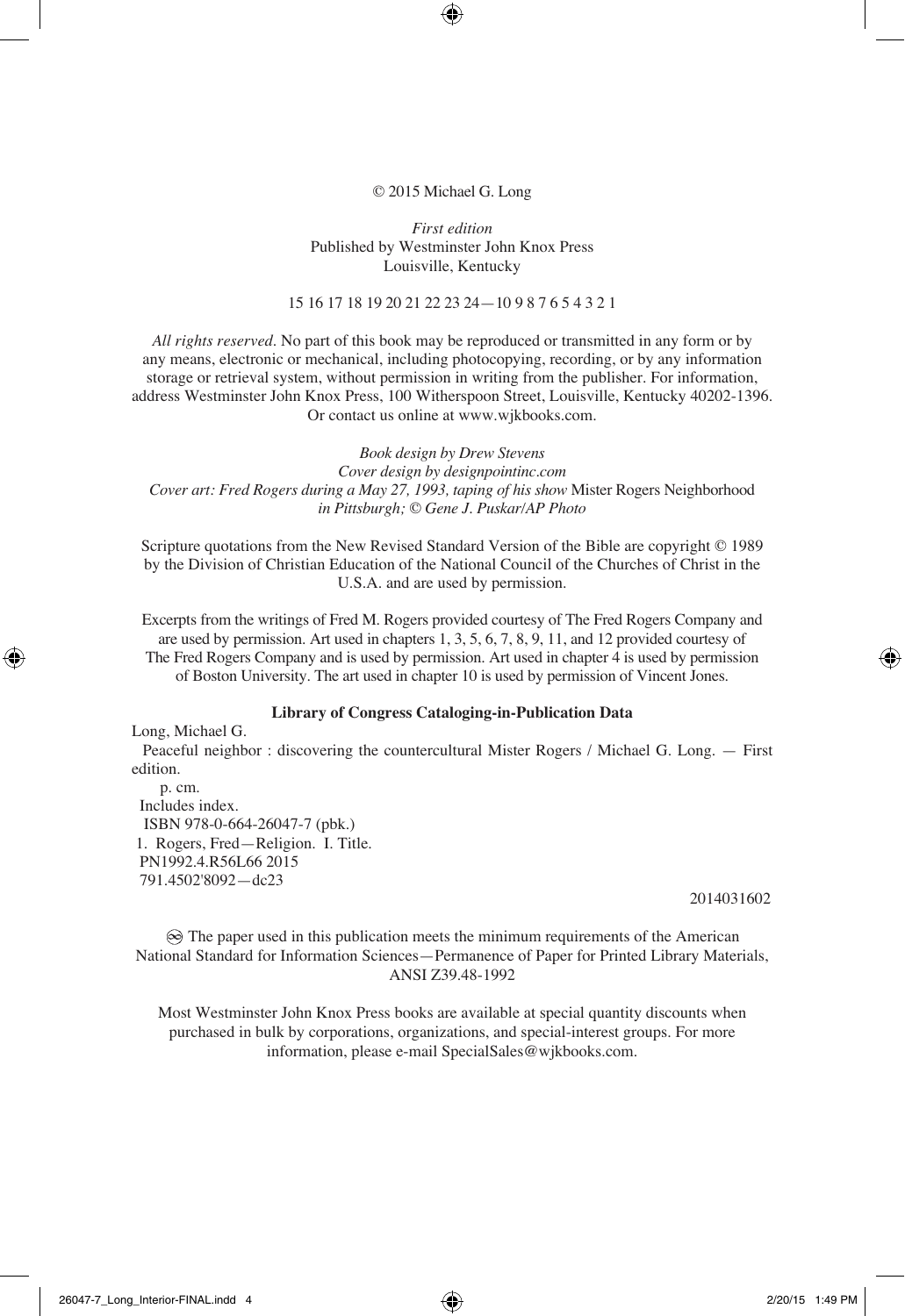© 2015 Michael G. Long

*First edition*
Published by Westminster John Knox Press
Louisville, Kentucky

15 16 17 18 19 20 21 22 23 24—10 9 8 7 6 5 4 3 2 1

*All rights reserved.* No part of this book may be reproduced or transmitted in any form or by any means, electronic or mechanical, including photocopying, recording, or by any information storage or retrieval system, without permission in writing from the publisher. For information, address Westminster John Knox Press, 100 Witherspoon Street, Louisville, Kentucky 40202-1396. Or contact us online at www.wjkbooks.com.

*Book design by Drew Stevens*
*Cover design by designpointinc.com*
*Cover art: Fred Rogers during a May 27, 1993, taping of his show* Mister Rogers Neighborhood *in Pittsburgh; © Gene J. Puskar/AP Photo*

Scripture quotations from the New Revised Standard Version of the Bible are copyright © 1989 by the Division of Christian Education of the National Council of the Churches of Christ in the U.S.A. and are used by permission.

Excerpts from the writings of Fred M. Rogers provided courtesy of The Fred Rogers Company and are used by permission. Art used in chapters 1, 3, 5, 6, 7, 8, 9, 11, and 12 provided courtesy of The Fred Rogers Company and is used by permission. Art used in chapter 4 is used by permission of Boston University. The art used in chapter 10 is used by permission of Vincent Jones.

**Library of Congress Cataloging-in-Publication Data**

Long, Michael G.
Peaceful neighbor : discovering the countercultural Mister Rogers / Michael G. Long. — First edition.
p. cm.
Includes index.
ISBN 978-0-664-26047-7 (pbk.)
1. Rogers, Fred—Religion. I. Title.
PN1992.4.R56L66 2015
791.4502'8092—dc23

2014031602

♾ The paper used in this publication meets the minimum requirements of the American National Standard for Information Sciences—Permanence of Paper for Printed Library Materials, ANSI Z39.48-1992

Most Westminster John Knox Press books are available at special quantity discounts when purchased in bulk by corporations, organizations, and special-interest groups. For more information, please e-mail SpecialSales@wjkbooks.com.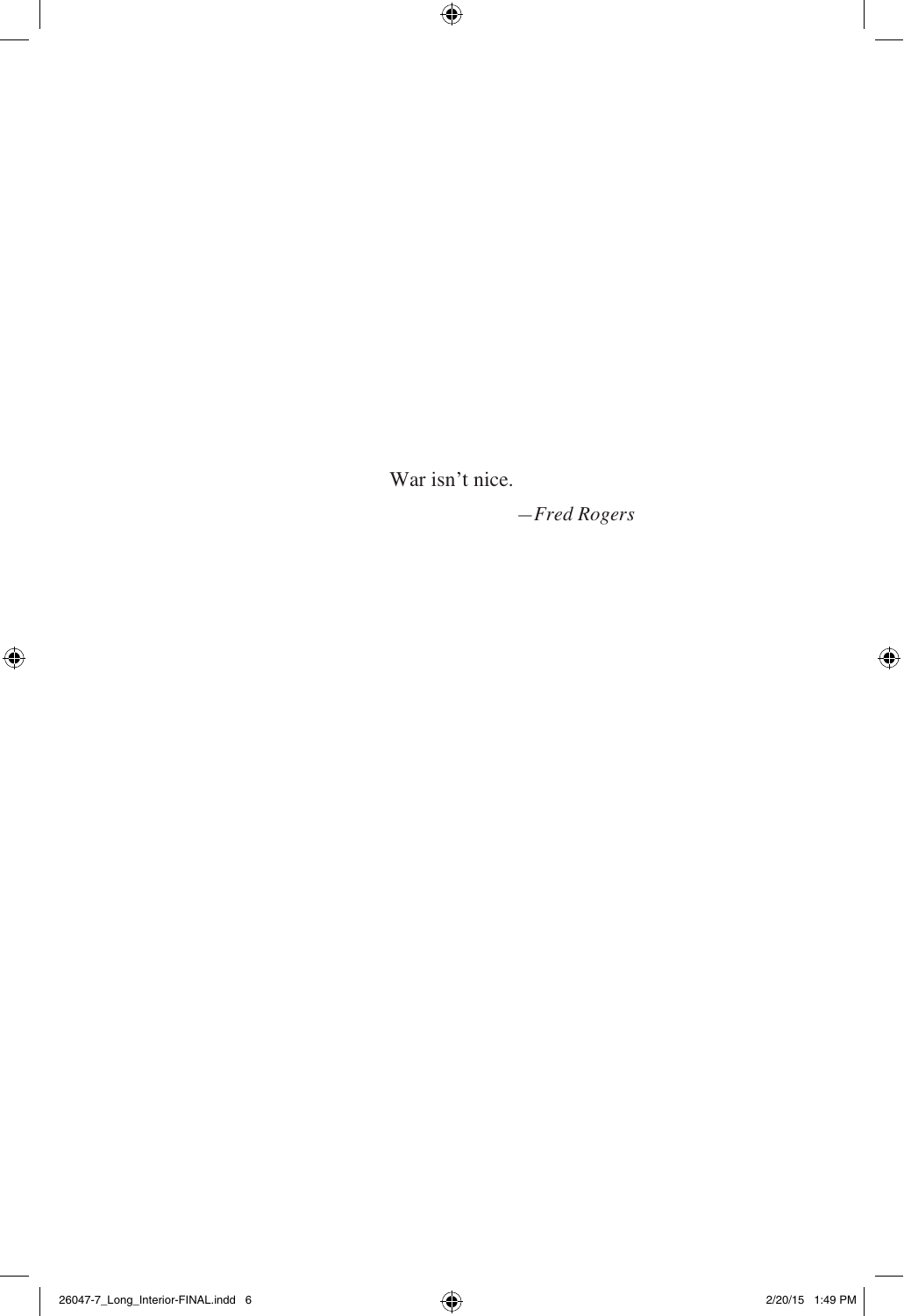War isn’t nice.

*—Fred Rogers*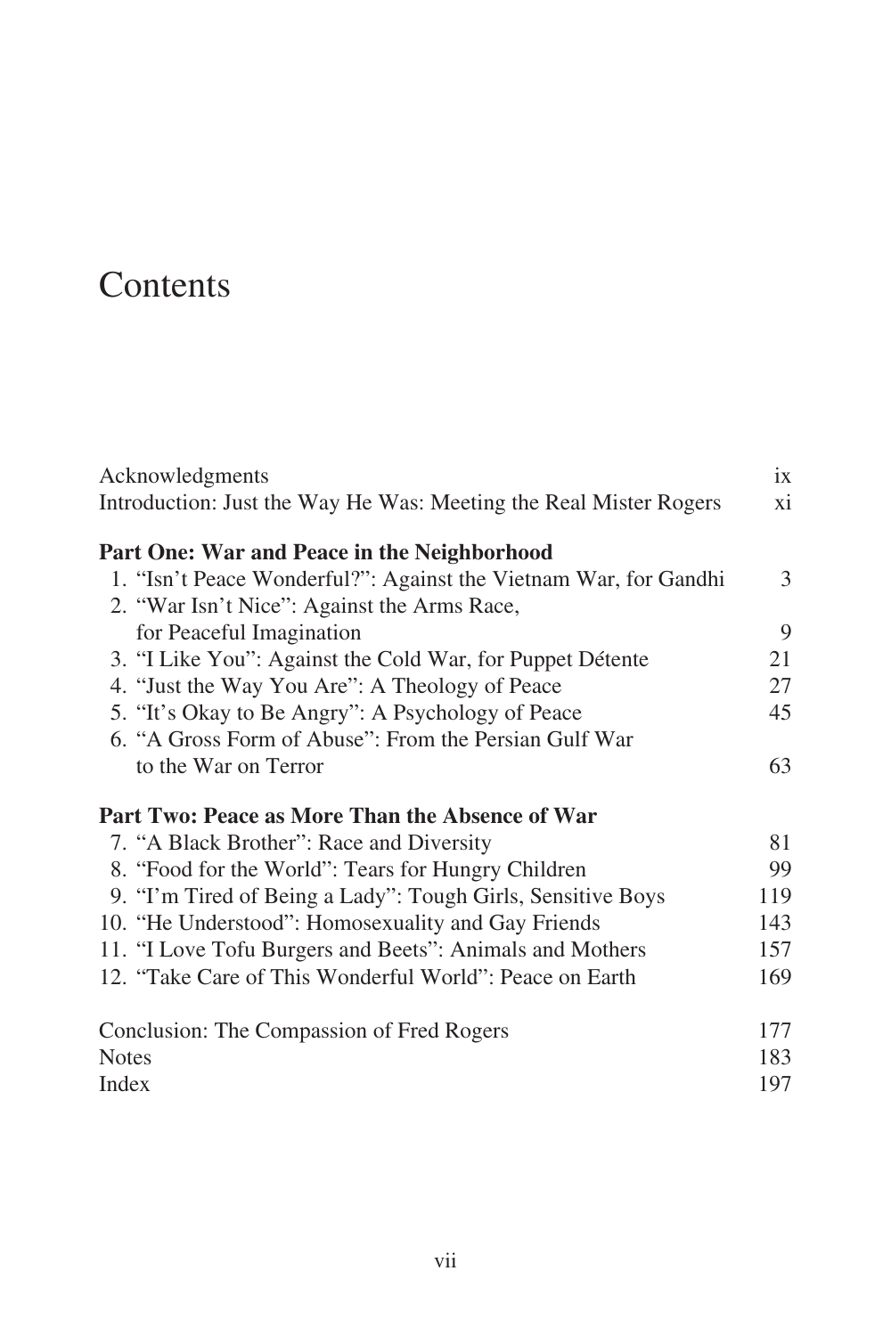# Contents

| | |
|---|---|
| Acknowledgments | ix |
| Introduction: Just the Way He Was: Meeting the Real Mister Rogers | xi |
| **Part One: War and Peace in the Neighborhood** | |
| 1. "Isn't Peace Wonderful?": Against the Vietnam War, for Gandhi | 3 |
| 2. "War Isn't Nice": Against the Arms Race, for Peaceful Imagination | 9 |
| 3. "I Like You": Against the Cold War, for Puppet Détente | 21 |
| 4. "Just the Way You Are": A Theology of Peace | 27 |
| 5. "It's Okay to Be Angry": A Psychology of Peace | 45 |
| 6. "A Gross Form of Abuse": From the Persian Gulf War to the War on Terror | 63 |
| **Part Two: Peace as More Than the Absence of War** | |
| 7. "A Black Brother": Race and Diversity | 81 |
| 8. "Food for the World": Tears for Hungry Children | 99 |
| 9. "I'm Tired of Being a Lady": Tough Girls, Sensitive Boys | 119 |
| 10. "He Understood": Homosexuality and Gay Friends | 143 |
| 11. "I Love Tofu Burgers and Beets": Animals and Mothers | 157 |
| 12. "Take Care of This Wonderful World": Peace on Earth | 169 |
| Conclusion: The Compassion of Fred Rogers | 177 |
| Notes | 183 |
| Index | 197 |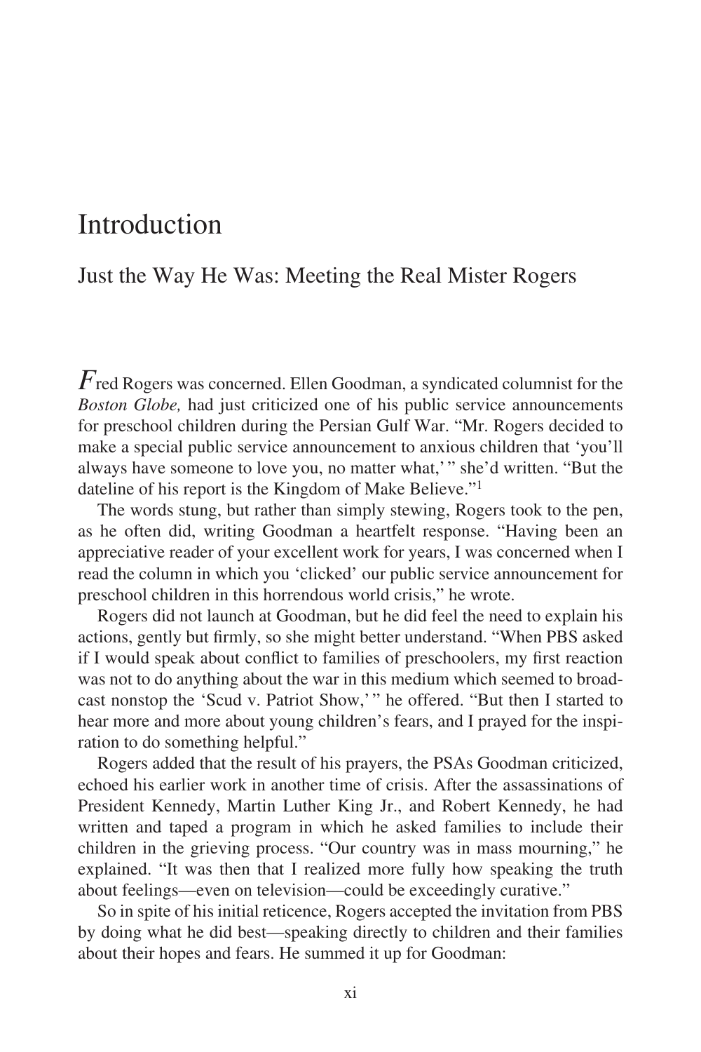# Introduction

## Just the Way He Was: Meeting the Real Mister Rogers

*F*red Rogers was concerned. Ellen Goodman, a syndicated columnist for the *Boston Globe,* had just criticized one of his public service announcements for preschool children during the Persian Gulf War. "Mr. Rogers decided to make a special public service announcement to anxious children that 'you'll always have someone to love you, no matter what,' " she'd written. "But the dateline of his report is the Kingdom of Make Believe."[1]

The words stung, but rather than simply stewing, Rogers took to the pen, as he often did, writing Goodman a heartfelt response. "Having been an appreciative reader of your excellent work for years, I was concerned when I read the column in which you 'clicked' our public service announcement for preschool children in this horrendous world crisis," he wrote.

Rogers did not launch at Goodman, but he did feel the need to explain his actions, gently but firmly, so she might better understand. "When PBS asked if I would speak about conflict to families of preschoolers, my first reaction was not to do anything about the war in this medium which seemed to broadcast nonstop the 'Scud v. Patriot Show,' " he offered. "But then I started to hear more and more about young children's fears, and I prayed for the inspiration to do something helpful."

Rogers added that the result of his prayers, the PSAs Goodman criticized, echoed his earlier work in another time of crisis. After the assassinations of President Kennedy, Martin Luther King Jr., and Robert Kennedy, he had written and taped a program in which he asked families to include their children in the grieving process. "Our country was in mass mourning," he explained. "It was then that I realized more fully how speaking the truth about feelings—even on television—could be exceedingly curative."

So in spite of his initial reticence, Rogers accepted the invitation from PBS by doing what he did best—speaking directly to children and their families about their hopes and fears. He summed it up for Goodman: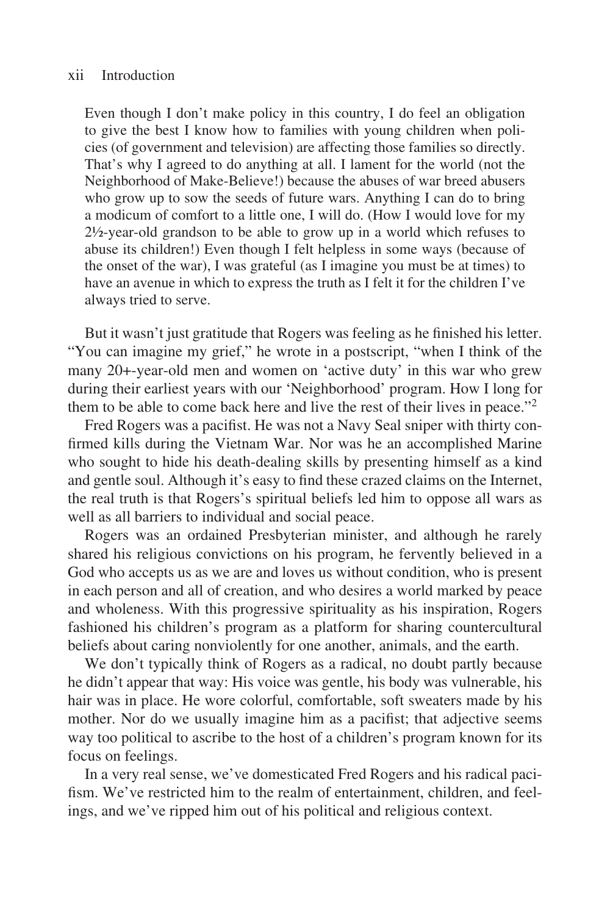> Even though I don't make policy in this country, I do feel an obligation to give the best I know how to families with young children when policies (of government and television) are affecting those families so directly. That's why I agreed to do anything at all. I lament for the world (not the Neighborhood of Make-Believe!) because the abuses of war breed abusers who grow up to sow the seeds of future wars. Anything I can do to bring a modicum of comfort to a little one, I will do. (How I would love for my 2½-year-old grandson to be able to grow up in a world which refuses to abuse its children!) Even though I felt helpless in some ways (because of the onset of the war), I was grateful (as I imagine you must be at times) to have an avenue in which to express the truth as I felt it for the children I've always tried to serve.

But it wasn't just gratitude that Rogers was feeling as he finished his letter. "You can imagine my grief," he wrote in a postscript, "when I think of the many 20+-year-old men and women on 'active duty' in this war who grew during their earliest years with our 'Neighborhood' program. How I long for them to be able to come back here and live the rest of their lives in peace."[2]

Fred Rogers was a pacifist. He was not a Navy Seal sniper with thirty confirmed kills during the Vietnam War. Nor was he an accomplished Marine who sought to hide his death-dealing skills by presenting himself as a kind and gentle soul. Although it's easy to find these crazed claims on the Internet, the real truth is that Rogers's spiritual beliefs led him to oppose all wars as well as all barriers to individual and social peace.

Rogers was an ordained Presbyterian minister, and although he rarely shared his religious convictions on his program, he fervently believed in a God who accepts us as we are and loves us without condition, who is present in each person and all of creation, and who desires a world marked by peace and wholeness. With this progressive spirituality as his inspiration, Rogers fashioned his children's program as a platform for sharing countercultural beliefs about caring nonviolently for one another, animals, and the earth.

We don't typically think of Rogers as a radical, no doubt partly because he didn't appear that way: His voice was gentle, his body was vulnerable, his hair was in place. He wore colorful, comfortable, soft sweaters made by his mother. Nor do we usually imagine him as a pacifist; that adjective seems way too political to ascribe to the host of a children's program known for its focus on feelings.

In a very real sense, we've domesticated Fred Rogers and his radical pacifism. We've restricted him to the realm of entertainment, children, and feelings, and we've ripped him out of his political and religious context.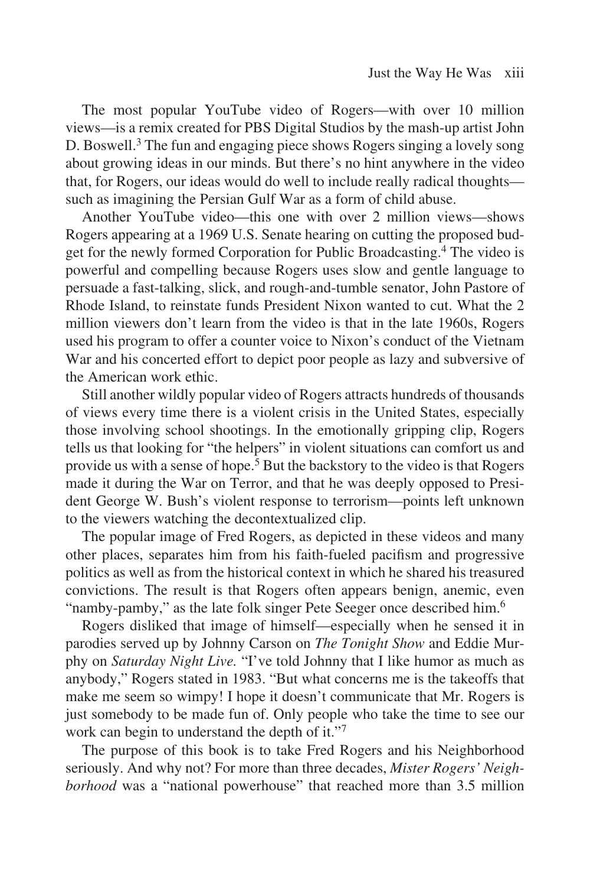The most popular YouTube video of Rogers—with over 10 million views—is a remix created for PBS Digital Studios by the mash-up artist John D. Boswell.[3] The fun and engaging piece shows Rogers singing a lovely song about growing ideas in our minds. But there's no hint anywhere in the video that, for Rogers, our ideas would do well to include really radical thoughts—such as imagining the Persian Gulf War as a form of child abuse.

Another YouTube video—this one with over 2 million views—shows Rogers appearing at a 1969 U.S. Senate hearing on cutting the proposed budget for the newly formed Corporation for Public Broadcasting.[4] The video is powerful and compelling because Rogers uses slow and gentle language to persuade a fast-talking, slick, and rough-and-tumble senator, John Pastore of Rhode Island, to reinstate funds President Nixon wanted to cut. What the 2 million viewers don't learn from the video is that in the late 1960s, Rogers used his program to offer a counter voice to Nixon's conduct of the Vietnam War and his concerted effort to depict poor people as lazy and subversive of the American work ethic.

Still another wildly popular video of Rogers attracts hundreds of thousands of views every time there is a violent crisis in the United States, especially those involving school shootings. In the emotionally gripping clip, Rogers tells us that looking for "the helpers" in violent situations can comfort us and provide us with a sense of hope.[5] But the backstory to the video is that Rogers made it during the War on Terror, and that he was deeply opposed to President George W. Bush's violent response to terrorism—points left unknown to the viewers watching the decontextualized clip.

The popular image of Fred Rogers, as depicted in these videos and many other places, separates him from his faith-fueled pacifism and progressive politics as well as from the historical context in which he shared his treasured convictions. The result is that Rogers often appears benign, anemic, even "namby-pamby," as the late folk singer Pete Seeger once described him.[6]

Rogers disliked that image of himself—especially when he sensed it in parodies served up by Johnny Carson on *The Tonight Show* and Eddie Murphy on *Saturday Night Live.* "I've told Johnny that I like humor as much as anybody," Rogers stated in 1983. "But what concerns me is the takeoffs that make me seem so wimpy! I hope it doesn't communicate that Mr. Rogers is just somebody to be made fun of. Only people who take the time to see our work can begin to understand the depth of it."[7]

The purpose of this book is to take Fred Rogers and his Neighborhood seriously. And why not? For more than three decades, *Mister Rogers' Neighborhood* was a "national powerhouse" that reached more than 3.5 million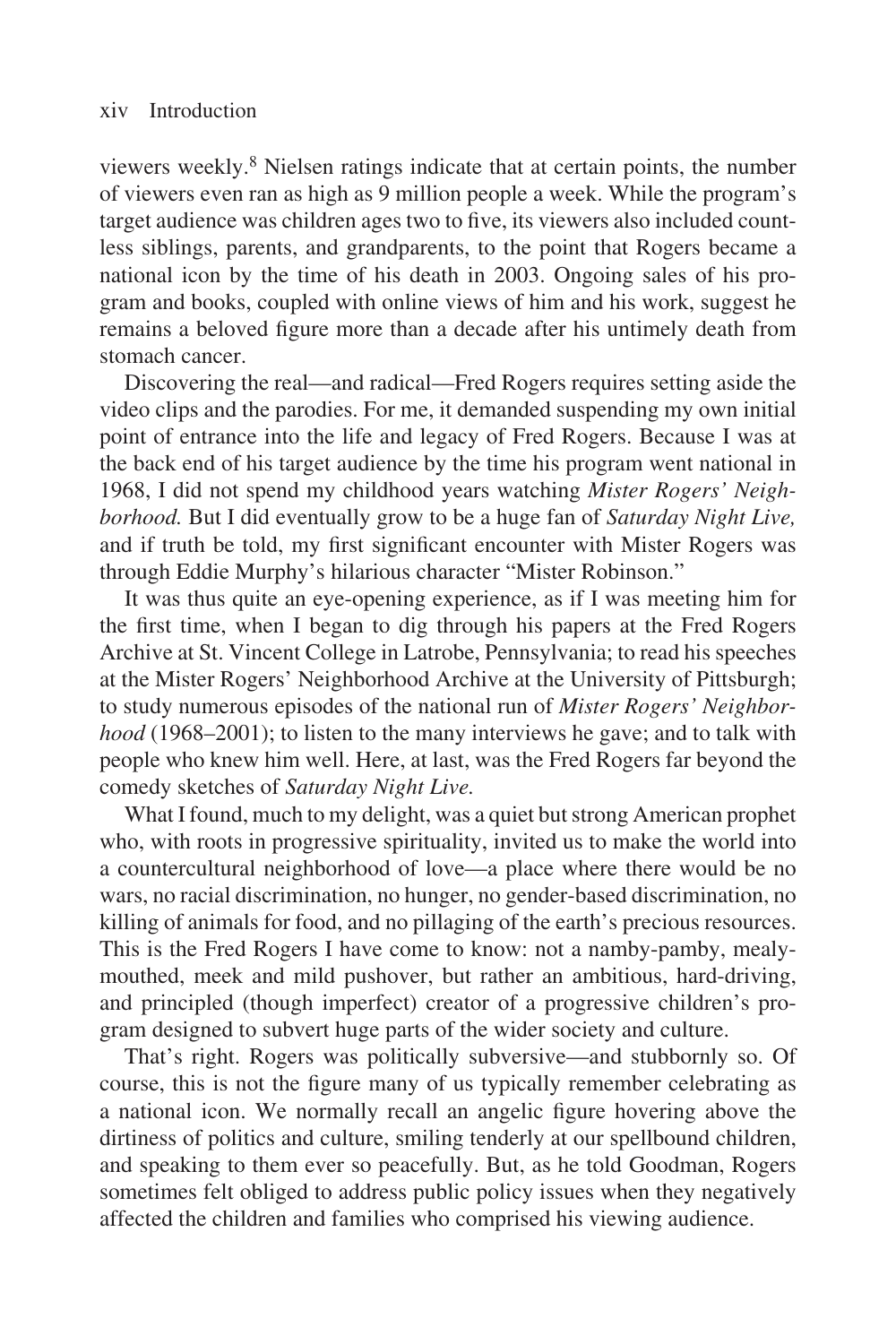viewers weekly.[8] Nielsen ratings indicate that at certain points, the number of viewers even ran as high as 9 million people a week. While the program's target audience was children ages two to five, its viewers also included countless siblings, parents, and grandparents, to the point that Rogers became a national icon by the time of his death in 2003. Ongoing sales of his program and books, coupled with online views of him and his work, suggest he remains a beloved figure more than a decade after his untimely death from stomach cancer.

Discovering the real—and radical—Fred Rogers requires setting aside the video clips and the parodies. For me, it demanded suspending my own initial point of entrance into the life and legacy of Fred Rogers. Because I was at the back end of his target audience by the time his program went national in 1968, I did not spend my childhood years watching *Mister Rogers' Neighborhood.* But I did eventually grow to be a huge fan of *Saturday Night Live,* and if truth be told, my first significant encounter with Mister Rogers was through Eddie Murphy's hilarious character "Mister Robinson."

It was thus quite an eye-opening experience, as if I was meeting him for the first time, when I began to dig through his papers at the Fred Rogers Archive at St. Vincent College in Latrobe, Pennsylvania; to read his speeches at the Mister Rogers' Neighborhood Archive at the University of Pittsburgh; to study numerous episodes of the national run of *Mister Rogers' Neighborhood* (1968–2001); to listen to the many interviews he gave; and to talk with people who knew him well. Here, at last, was the Fred Rogers far beyond the comedy sketches of *Saturday Night Live.*

What I found, much to my delight, was a quiet but strong American prophet who, with roots in progressive spirituality, invited us to make the world into a countercultural neighborhood of love—a place where there would be no wars, no racial discrimination, no hunger, no gender-based discrimination, no killing of animals for food, and no pillaging of the earth's precious resources. This is the Fred Rogers I have come to know: not a namby-pamby, mealy-mouthed, meek and mild pushover, but rather an ambitious, hard-driving, and principled (though imperfect) creator of a progressive children's program designed to subvert huge parts of the wider society and culture.

That's right. Rogers was politically subversive—and stubbornly so. Of course, this is not the figure many of us typically remember celebrating as a national icon. We normally recall an angelic figure hovering above the dirtiness of politics and culture, smiling tenderly at our spellbound children, and speaking to them ever so peacefully. But, as he told Goodman, Rogers sometimes felt obliged to address public policy issues when they negatively affected the children and families who comprised his viewing audience.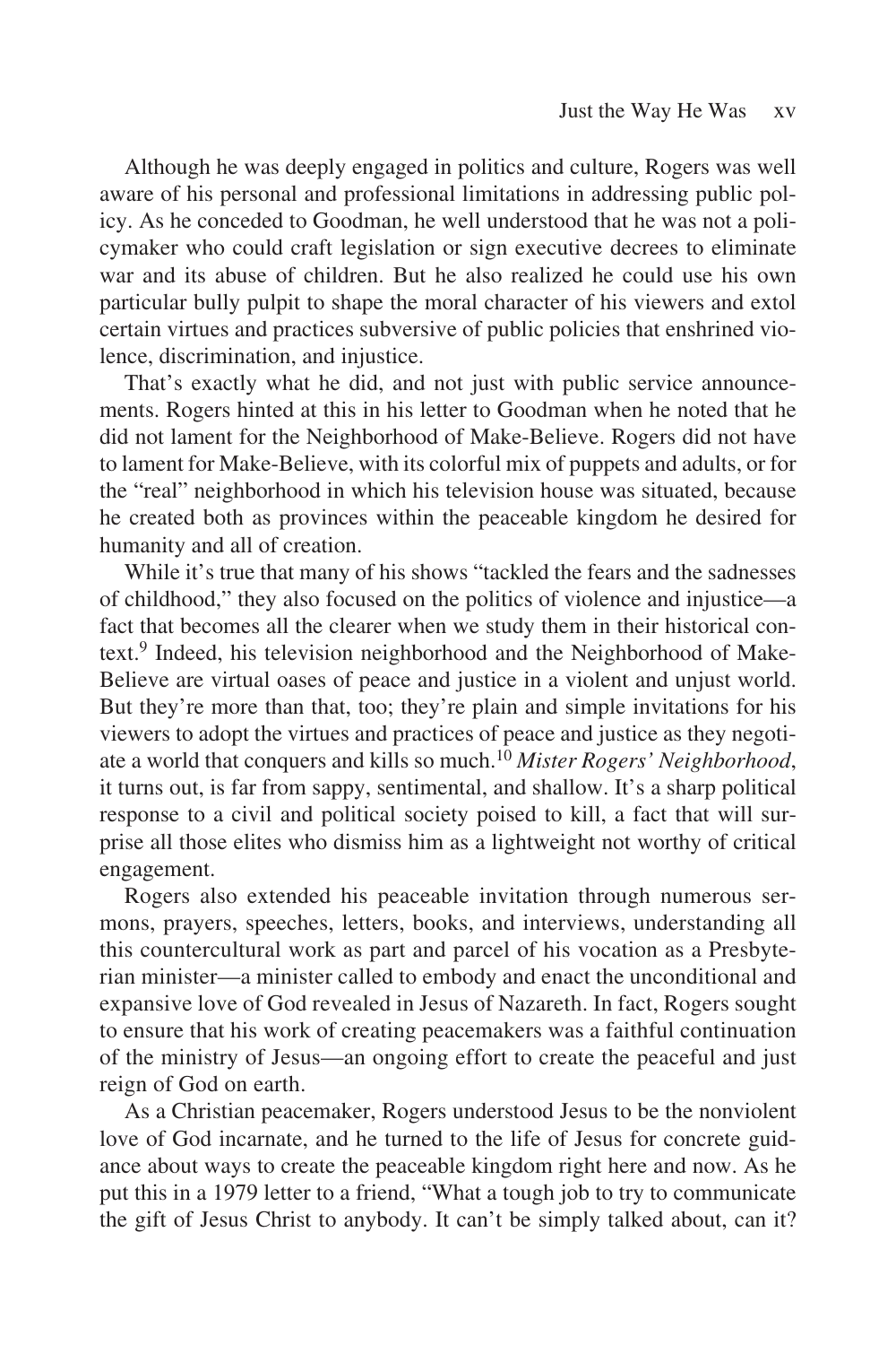Although he was deeply engaged in politics and culture, Rogers was well aware of his personal and professional limitations in addressing public policy. As he conceded to Goodman, he well understood that he was not a policymaker who could craft legislation or sign executive decrees to eliminate war and its abuse of children. But he also realized he could use his own particular bully pulpit to shape the moral character of his viewers and extol certain virtues and practices subversive of public policies that enshrined violence, discrimination, and injustice.

That's exactly what he did, and not just with public service announcements. Rogers hinted at this in his letter to Goodman when he noted that he did not lament for the Neighborhood of Make-Believe. Rogers did not have to lament for Make-Believe, with its colorful mix of puppets and adults, or for the "real" neighborhood in which his television house was situated, because he created both as provinces within the peaceable kingdom he desired for humanity and all of creation.

While it's true that many of his shows "tackled the fears and the sadnesses of childhood," they also focused on the politics of violence and injustice—a fact that becomes all the clearer when we study them in their historical context.[9] Indeed, his television neighborhood and the Neighborhood of Make-Believe are virtual oases of peace and justice in a violent and unjust world. But they're more than that, too; they're plain and simple invitations for his viewers to adopt the virtues and practices of peace and justice as they negotiate a world that conquers and kills so much.[10] *Mister Rogers' Neighborhood*, it turns out, is far from sappy, sentimental, and shallow. It's a sharp political response to a civil and political society poised to kill, a fact that will surprise all those elites who dismiss him as a lightweight not worthy of critical engagement.

Rogers also extended his peaceable invitation through numerous sermons, prayers, speeches, letters, books, and interviews, understanding all this countercultural work as part and parcel of his vocation as a Presbyterian minister—a minister called to embody and enact the unconditional and expansive love of God revealed in Jesus of Nazareth. In fact, Rogers sought to ensure that his work of creating peacemakers was a faithful continuation of the ministry of Jesus—an ongoing effort to create the peaceful and just reign of God on earth.

As a Christian peacemaker, Rogers understood Jesus to be the nonviolent love of God incarnate, and he turned to the life of Jesus for concrete guidance about ways to create the peaceable kingdom right here and now. As he put this in a 1979 letter to a friend, "What a tough job to try to communicate the gift of Jesus Christ to anybody. It can't be simply talked about, can it?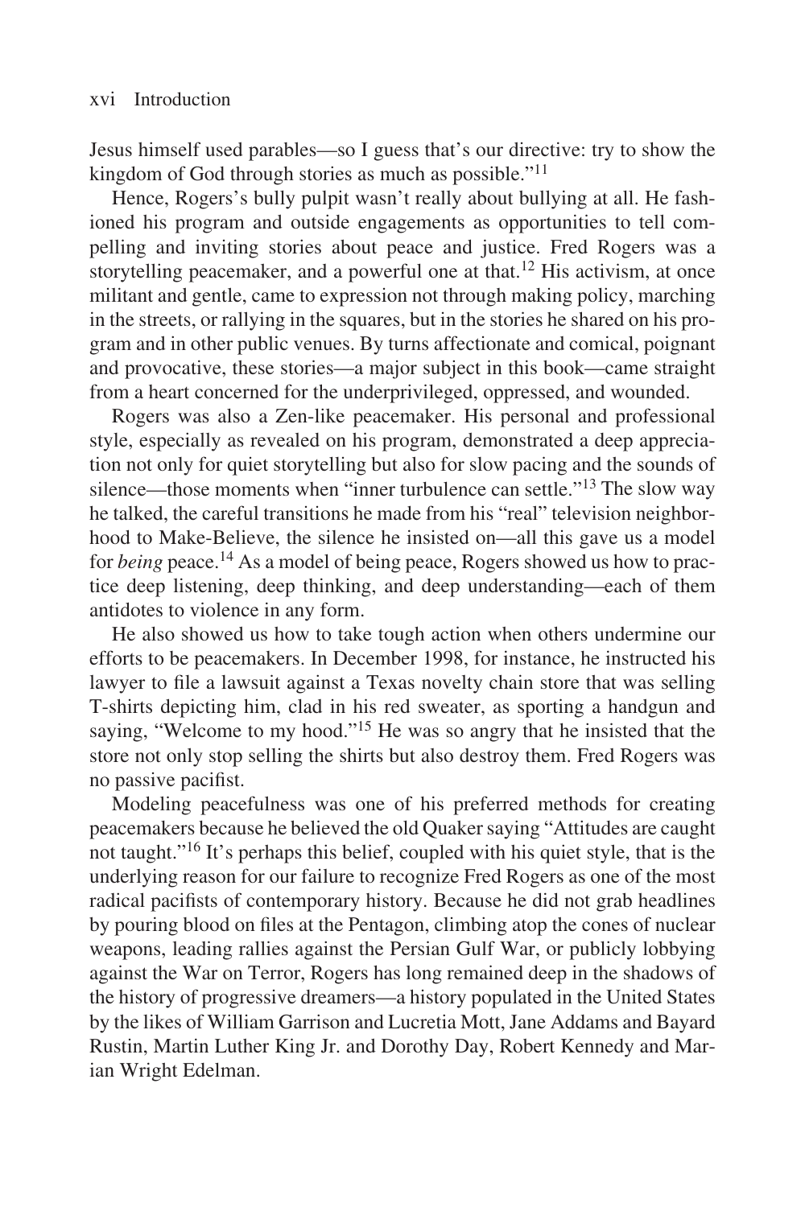Jesus himself used parables—so I guess that's our directive: try to show the kingdom of God through stories as much as possible."[11]

Hence, Rogers's bully pulpit wasn't really about bullying at all. He fashioned his program and outside engagements as opportunities to tell compelling and inviting stories about peace and justice. Fred Rogers was a storytelling peacemaker, and a powerful one at that.[12] His activism, at once militant and gentle, came to expression not through making policy, marching in the streets, or rallying in the squares, but in the stories he shared on his program and in other public venues. By turns affectionate and comical, poignant and provocative, these stories—a major subject in this book—came straight from a heart concerned for the underprivileged, oppressed, and wounded.

Rogers was also a Zen-like peacemaker. His personal and professional style, especially as revealed on his program, demonstrated a deep appreciation not only for quiet storytelling but also for slow pacing and the sounds of silence—those moments when "inner turbulence can settle."[13] The slow way he talked, the careful transitions he made from his "real" television neighborhood to Make-Believe, the silence he insisted on—all this gave us a model for *being* peace.[14] As a model of being peace, Rogers showed us how to practice deep listening, deep thinking, and deep understanding—each of them antidotes to violence in any form.

He also showed us how to take tough action when others undermine our efforts to be peacemakers. In December 1998, for instance, he instructed his lawyer to file a lawsuit against a Texas novelty chain store that was selling T-shirts depicting him, clad in his red sweater, as sporting a handgun and saying, "Welcome to my hood."[15] He was so angry that he insisted that the store not only stop selling the shirts but also destroy them. Fred Rogers was no passive pacifist.

Modeling peacefulness was one of his preferred methods for creating peacemakers because he believed the old Quaker saying "Attitudes are caught not taught."[16] It's perhaps this belief, coupled with his quiet style, that is the underlying reason for our failure to recognize Fred Rogers as one of the most radical pacifists of contemporary history. Because he did not grab headlines by pouring blood on files at the Pentagon, climbing atop the cones of nuclear weapons, leading rallies against the Persian Gulf War, or publicly lobbying against the War on Terror, Rogers has long remained deep in the shadows of the history of progressive dreamers—a history populated in the United States by the likes of William Garrison and Lucretia Mott, Jane Addams and Bayard Rustin, Martin Luther King Jr. and Dorothy Day, Robert Kennedy and Marian Wright Edelman.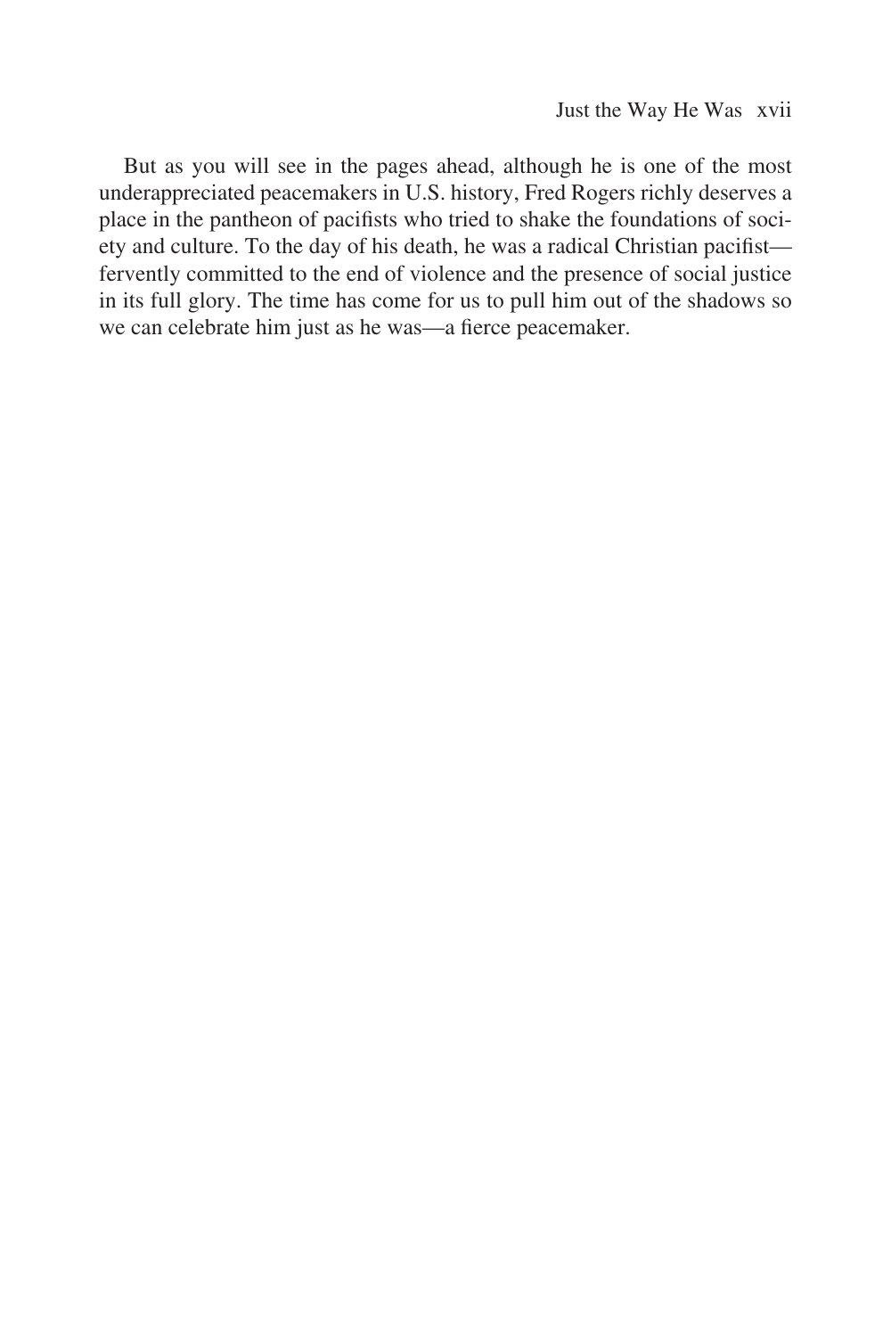But as you will see in the pages ahead, although he is one of the most underappreciated peacemakers in U.S. history, Fred Rogers richly deserves a place in the pantheon of pacifists who tried to shake the foundations of society and culture. To the day of his death, he was a radical Christian pacifist—fervently committed to the end of violence and the presence of social justice in its full glory. The time has come for us to pull him out of the shadows so we can celebrate him just as he was—a fierce peacemaker.